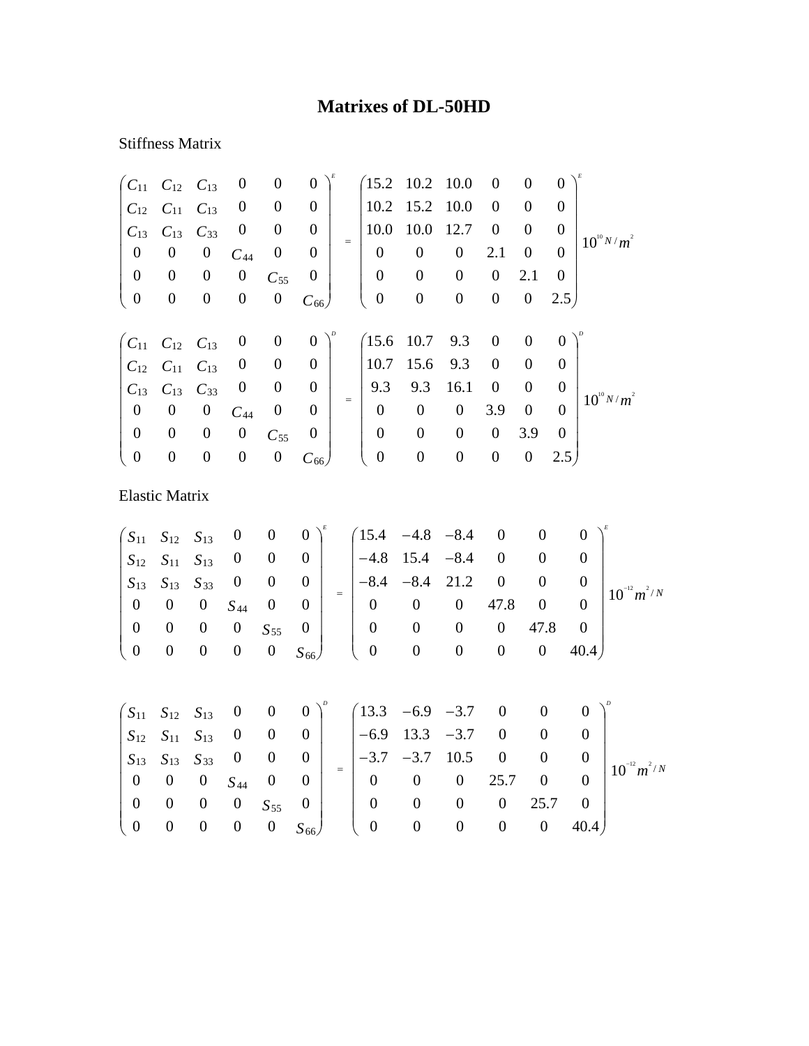# Matrixes of DL-50HD

Stiffness Matrix

$$
\begin{pmatrix}
C_{11} & C_{12} & C_{13} & 0 & 0 & 0 \\
C_{12} & C_{11} & C_{13} & 0 & 0 & 0 \\
C_{13} & C_{13} & C_{33} & 0 & 0 & 0 \\
0 & 0 & 0 & C_{44} & 0 & 0 \\
0 & 0 & 0 & 0 & C_{55} & 0 \\
0 & 0 & 0 & 0 & 0 & C_{66}
\end{pmatrix}^{E}
=
\begin{pmatrix}
15.2 & 10.2 & 10.0 & 0 & 0 & 0 \\
10.2 & 15.2 & 10.0 & 0 & 0 & 0 \\
10.0 & 10.0 & 12.7 & 0 & 0 & 0 \\
0 & 0 & 0 & 2.1 & 0 & 0 \\
0 & 0 & 0 & 0 & 2.1 & 0 \\
0 & 0 & 0 & 0 & 0 & 2.5
\end{pmatrix}^{E}
10^{10} N/m^{2}
$$

$$
\begin{pmatrix}
C_{11} & C_{12} & C_{13} & 0 & 0 & 0 \\
C_{12} & C_{11} & C_{13} & 0 & 0 & 0 \\
C_{13} & C_{13} & C_{33} & 0 & 0 & 0 \\
0 & 0 & 0 & C_{44} & 0 & 0 \\
0 & 0 & 0 & 0 & C_{55} & 0 \\
0 & 0 & 0 & 0 & 0 & C_{66}
\end{pmatrix}^{D}
=
\begin{pmatrix}
15.6 & 10.7 & 9.3 & 0 & 0 & 0 \\
10.7 & 15.6 & 9.3 & 0 & 0 & 0 \\
9.3 & 9.3 & 16.1 & 0 & 0 & 0 \\
0 & 0 & 0 & 3.9 & 0 & 0 \\
0 & 0 & 0 & 0 & 3.9 & 0 \\
0 & 0 & 0 & 0 & 0 & 2.5
\end{pmatrix}^{D}
10^{10} N/m^{2}
$$

Elastic Matrix

$$
\begin{pmatrix}
S_{11} & S_{12} & S_{13} & 0 & 0 & 0 \\
S_{12} & S_{11} & S_{13} & 0 & 0 & 0 \\
S_{13} & S_{13} & S_{33} & 0 & 0 & 0 \\
0 & 0 & 0 & S_{44} & 0 & 0 \\
0 & 0 & 0 & 0 & S_{55} & 0 \\
0 & 0 & 0 & 0 & 0 & S_{66}
\end{pmatrix}^{E}
=
\begin{pmatrix}
15.4 & -4.8 & -8.4 & 0 & 0 & 0 \\
-4.8 & 15.4 & -8.4 & 0 & 0 & 0 \\
-8.4 & -8.4 & 21.2 & 0 & 0 & 0 \\
0 & 0 & 0 & 47.8 & 0 & 0 \\
0 & 0 & 0 & 0 & 47.8 & 0 \\
0 & 0 & 0 & 0 & 0 & 40.4
\end{pmatrix}^{E}
10^{-12} m^{2}/N
$$

$$
\begin{pmatrix}
S_{11} & S_{12} & S_{13} & 0 & 0 & 0 \\
S_{12} & S_{11} & S_{13} & 0 & 0 & 0 \\
S_{13} & S_{13} & S_{33} & 0 & 0 & 0 \\
0 & 0 & 0 & S_{44} & 0 & 0 \\
0 & 0 & 0 & 0 & S_{55} & 0 \\
0 & 0 & 0 & 0 & 0 & S_{66}
\end{pmatrix}^{D}
=
\begin{pmatrix}
13.3 & -6.9 & -3.7 & 0 & 0 & 0 \\
-6.9 & 13.3 & -3.7 & 0 & 0 & 0 \\
-3.7 & -3.7 & 10.5 & 0 & 0 & 0 \\
0 & 0 & 0 & 25.7 & 0 & 0 \\
0 & 0 & 0 & 0 & 25.7 & 0 \\
0 & 0 & 0 & 0 & 0 & 40.4
\end{pmatrix}^{D}
10^{-12} m^{2}/N
$$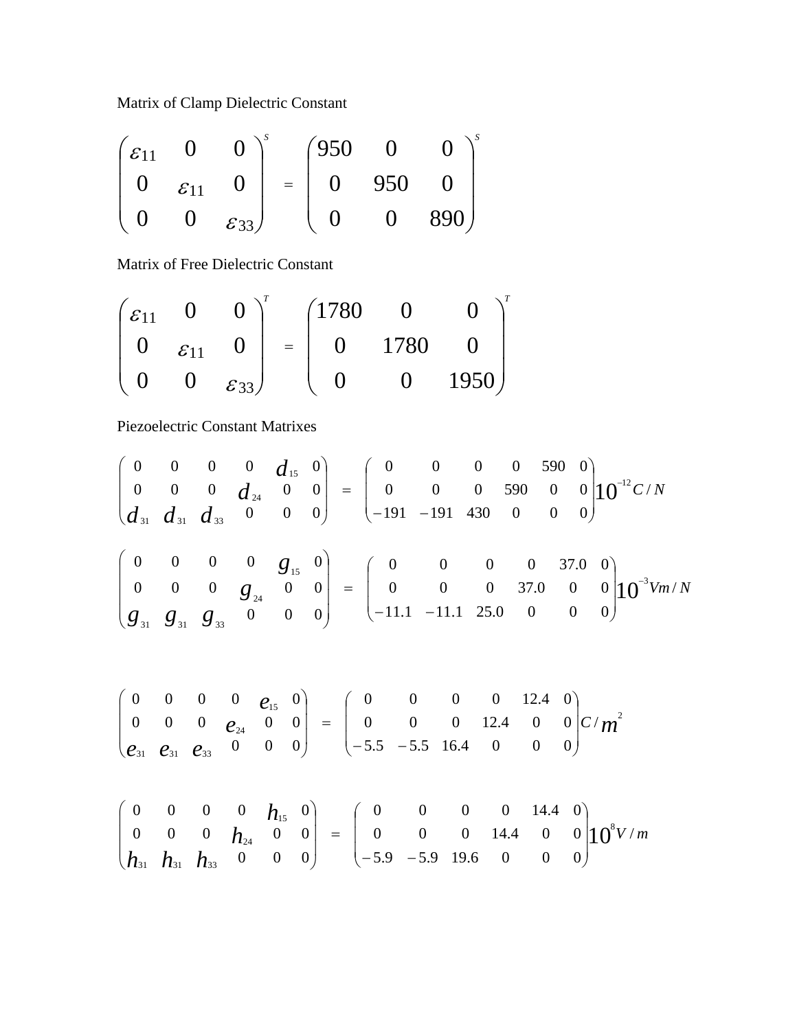Matrix of Clamp Dielectric Constant

$$\begin{pmatrix} \varepsilon_{11} & 0 & 0 \\ 0 & \varepsilon_{11} & 0 \\ 0 & 0 & \varepsilon_{33} \end{pmatrix}^S = \begin{pmatrix} 950 & 0 & 0 \\ 0 & 950 & 0 \\ 0 & 0 & 890 \end{pmatrix}^S$$

Matrix of Free Dielectric Constant

$$\begin{pmatrix} \varepsilon_{11} & 0 & 0 \\ 0 & \varepsilon_{11} & 0 \\ 0 & 0 & \varepsilon_{33} \end{pmatrix}^T = \begin{pmatrix} 1780 & 0 & 0 \\ 0 & 1780 & 0 \\ 0 & 0 & 1950 \end{pmatrix}^T$$

Piezoelectric Constant Matrixes

$$\begin{pmatrix} 0 & 0 & 0 & 0 & d_{15} & 0 \\ 0 & 0 & 0 & d_{24} & 0 & 0 \\ d_{31} & d_{31} & d_{33} & 0 & 0 & 0 \end{pmatrix} = \begin{pmatrix} 0 & 0 & 0 & 0 & 590 & 0 \\ 0 & 0 & 0 & 590 & 0 & 0 \\ -191 & -191 & 430 & 0 & 0 & 0 \end{pmatrix} 10^{-12} C/N$$

$$\begin{pmatrix} 0 & 0 & 0 & 0 & g_{15} & 0 \\ 0 & 0 & 0 & g_{24} & 0 & 0 \\ g_{31} & g_{31} & g_{33} & 0 & 0 & 0 \end{pmatrix} = \begin{pmatrix} 0 & 0 & 0 & 0 & 37.0 & 0 \\ 0 & 0 & 0 & 37.0 & 0 & 0 \\ -11.1 & -11.1 & 25.0 & 0 & 0 & 0 \end{pmatrix} 10^{-3} Vm/N$$

$$\begin{pmatrix} 0 & 0 & 0 & 0 & e_{15} & 0 \\ 0 & 0 & 0 & e_{24} & 0 & 0 \\ e_{31} & e_{31} & e_{33} & 0 & 0 & 0 \end{pmatrix} = \begin{pmatrix} 0 & 0 & 0 & 0 & 12.4 & 0 \\ 0 & 0 & 0 & 12.4 & 0 & 0 \\ -5.5 & -5.5 & 16.4 & 0 & 0 & 0 \end{pmatrix} C/m^2$$

$$\begin{pmatrix} 0 & 0 & 0 & 0 & h_{15} & 0 \\ 0 & 0 & 0 & h_{24} & 0 & 0 \\ h_{31} & h_{31} & h_{33} & 0 & 0 & 0 \end{pmatrix} = \begin{pmatrix} 0 & 0 & 0 & 0 & 14.4 & 0 \\ 0 & 0 & 0 & 14.4 & 0 & 0 \\ -5.9 & -5.9 & 19.6 & 0 & 0 & 0 \end{pmatrix} 10^{8} V/m$$